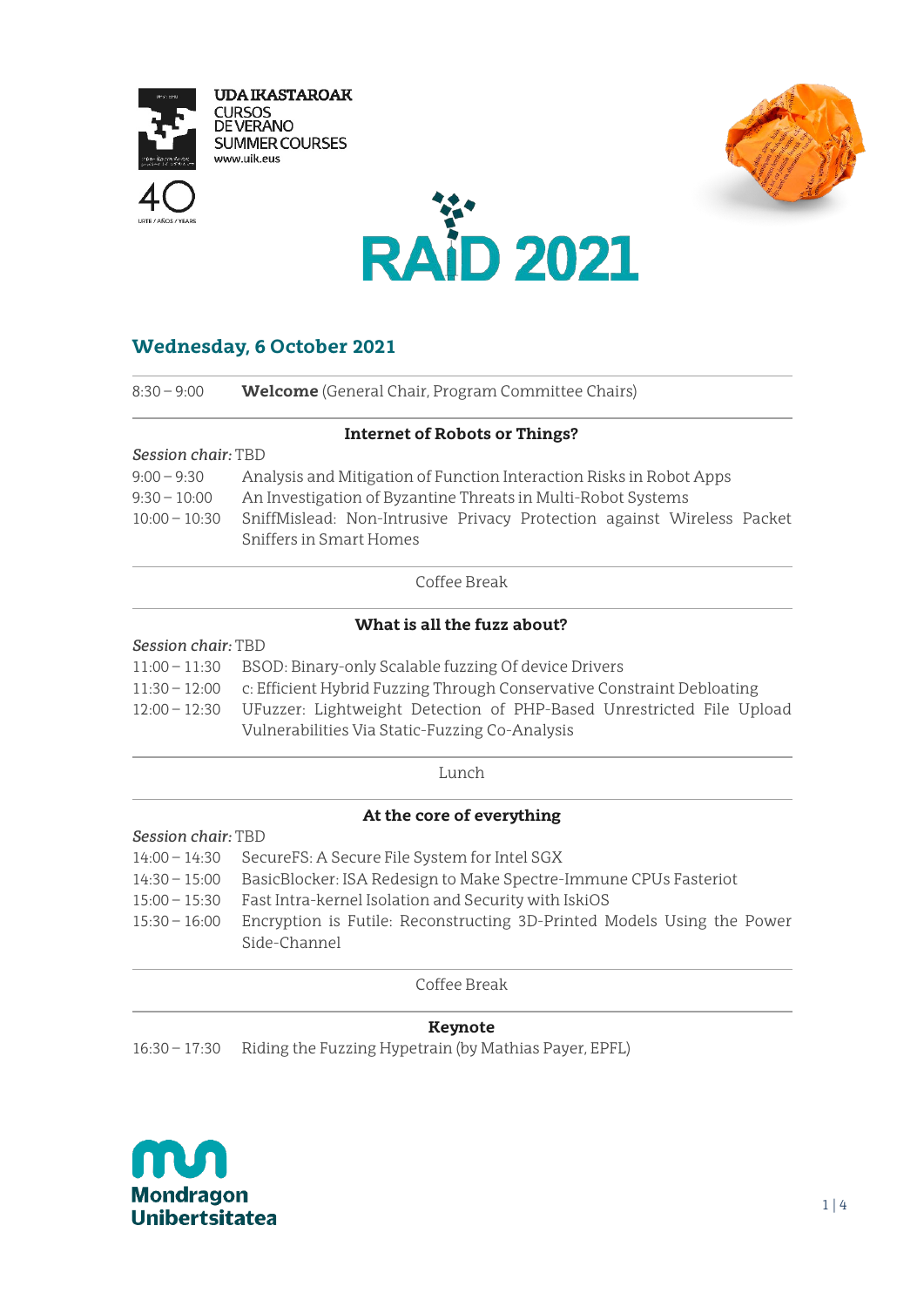UDA IKASTAROAK
CURSOS DE VERANO
SUMMER COURSES
www.uik.eus

40 URTE / AÑOS / YEARS

# RAID 2021

## Wednesday, 6 October 2021

8:30 – 9:00 **Welcome** (General Chair, Program Committee Chairs)

### Internet of Robots or Things?

*Session chair:* TBD

9:00 – 9:30 Analysis and Mitigation of Function Interaction Risks in Robot Apps
9:30 – 10:00 An Investigation of Byzantine Threats in Multi-Robot Systems
10:00 – 10:30 SniffMislead: Non-Intrusive Privacy Protection against Wireless Packet Sniffers in Smart Homes

Coffee Break

### What is all the fuzz about?

*Session chair:* TBD

11:00 – 11:30 BSOD: Binary-only Scalable fuzzing Of device Drivers
11:30 – 12:00 c: Efficient Hybrid Fuzzing Through Conservative Constraint Debloating
12:00 – 12:30 UFuzzer: Lightweight Detection of PHP-Based Unrestricted File Upload Vulnerabilities Via Static-Fuzzing Co-Analysis

Lunch

### At the core of everything

*Session chair:* TBD

14:00 – 14:30 SecureFS: A Secure File System for Intel SGX
14:30 – 15:00 BasicBlocker: ISA Redesign to Make Spectre-Immune CPUs Fasteriot
15:00 – 15:30 Fast Intra-kernel Isolation and Security with IskiOS
15:30 – 16:00 Encryption is Futile: Reconstructing 3D-Printed Models Using the Power Side-Channel

Coffee Break

### Keynote

16:30 – 17:30 Riding the Fuzzing Hypetrain (by Mathias Payer, EPFL)

Mondragon Unibertsitatea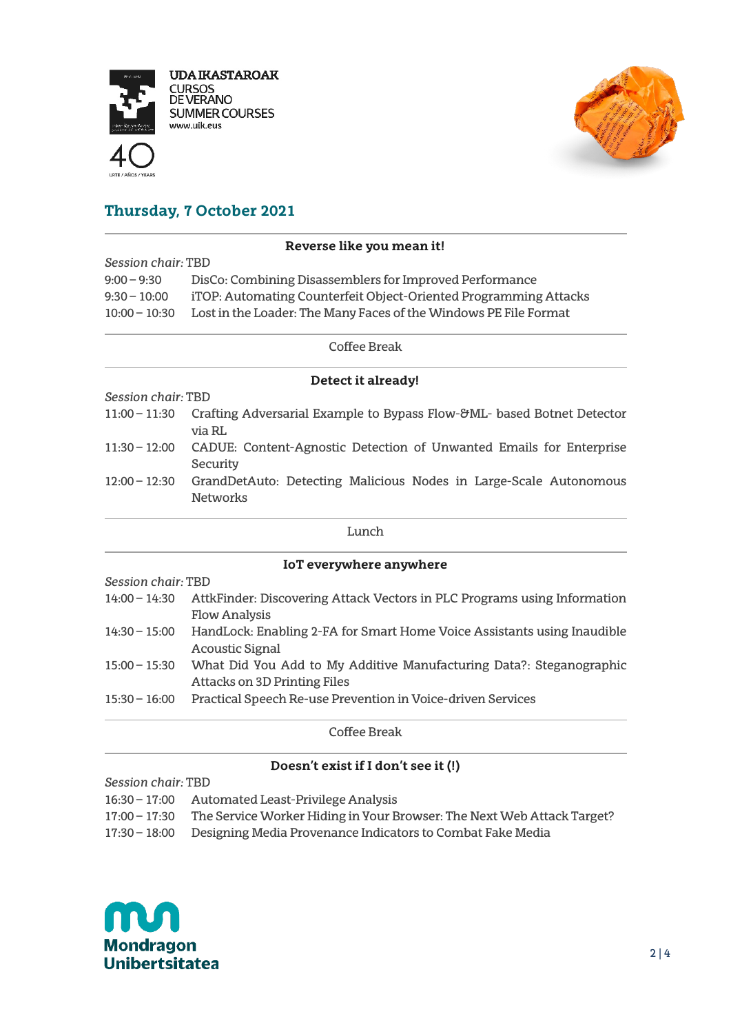## Thursday, 7 October 2021

### Reverse like you mean it!

*Session chair:* TBD

| | |
|---|---|
| 9:00 – 9:30 | DisCo: Combining Disassemblers for Improved Performance |
| 9:30 – 10:00 | iTOP: Automating Counterfeit Object-Oriented Programming Attacks |
| 10:00 – 10:30 | Lost in the Loader: The Many Faces of the Windows PE File Format |

Coffee Break

### Detect it already!

*Session chair:* TBD

| | |
|---|---|
| 11:00 – 11:30 | Crafting Adversarial Example to Bypass Flow-&ML- based Botnet Detector via RL |
| 11:30 – 12:00 | CADUE: Content-Agnostic Detection of Unwanted Emails for Enterprise Security |
| 12:00 – 12:30 | GrandDetAuto: Detecting Malicious Nodes in Large-Scale Autonomous Networks |

Lunch

### IoT everywhere anywhere

*Session chair:* TBD

| | |
|---|---|
| 14:00 – 14:30 | AttkFinder: Discovering Attack Vectors in PLC Programs using Information Flow Analysis |
| 14:30 – 15:00 | HandLock: Enabling 2-FA for Smart Home Voice Assistants using Inaudible Acoustic Signal |
| 15:00 – 15:30 | What Did You Add to My Additive Manufacturing Data?: Steganographic Attacks on 3D Printing Files |
| 15:30 – 16:00 | Practical Speech Re-use Prevention in Voice-driven Services |

Coffee Break

### Doesn't exist if I don't see it (!)

*Session chair:* TBD

| | |
|---|---|
| 16:30 – 17:00 | Automated Least-Privilege Analysis |
| 17:00 – 17:30 | The Service Worker Hiding in Your Browser: The Next Web Attack Target? |
| 17:30 – 18:00 | Designing Media Provenance Indicators to Combat Fake Media |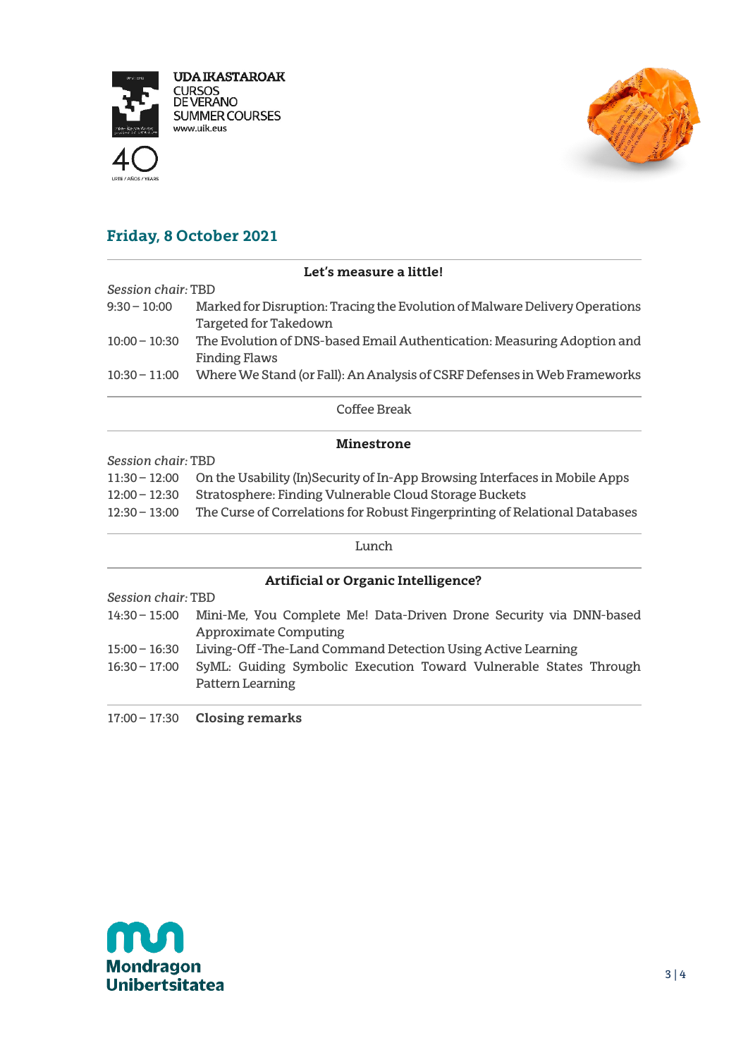## Friday, 8 October 2021

### Let's measure a little!

*Session chair:* TBD

| | |
|---|---|
| 9:30 – 10:00 | Marked for Disruption: Tracing the Evolution of Malware Delivery Operations Targeted for Takedown |
| 10:00 – 10:30 | The Evolution of DNS-based Email Authentication: Measuring Adoption and Finding Flaws |
| 10:30 – 11:00 | Where We Stand (or Fall): An Analysis of CSRF Defenses in Web Frameworks |

Coffee Break

### Minestrone

*Session chair:* TBD

| | |
|---|---|
| 11:30 – 12:00 | On the Usability (In)Security of In-App Browsing Interfaces in Mobile Apps |
| 12:00 – 12:30 | Stratosphere: Finding Vulnerable Cloud Storage Buckets |
| 12:30 – 13:00 | The Curse of Correlations for Robust Fingerprinting of Relational Databases |

Lunch

### Artificial or Organic Intelligence?

*Session chair:* TBD

| | |
|---|---|
| 14:30 – 15:00 | Mini-Me, You Complete Me! Data-Driven Drone Security via DNN-based Approximate Computing |
| 15:00 – 16:30 | Living-Off -The-Land Command Detection Using Active Learning |
| 16:30 – 17:00 | SyML: Guiding Symbolic Execution Toward Vulnerable States Through Pattern Learning |

17:00 – 17:30 **Closing remarks**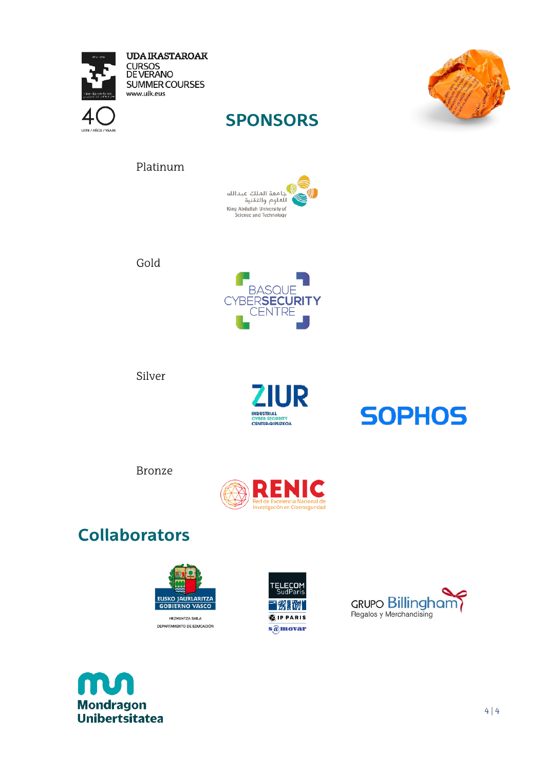UDA IKASTAROAK
CURSOS DE VERANO
SUMMER COURSES
www.uik.eus

40
URTE / AÑOS / YEARS

# SPONSORS

Platinum

جامعة الملك عبدالله
للعلوم والتقنية
King Abdullah University of Science and Technology

Gold

BASQUE CYBERSECURITY CENTRE

Silver

ZIUR
INDUSTRIAL CYBER SECURITY CENTER-GIPUZKOA

SOPHOS

Bronze

RENIC
Red de Excelencia Nacional de Investigación en Ciberseguridad

## Collaborators

EUSKO JAURLARITZA
GOBIERNO VASCO
HEZKUNTZA SAILA
DEPARTAMENTO DE EDUCACIÓN

TELECOM SudParis
IP PARIS
s@movar

GRUPO Billingham
Regalos y Merchandising

Mondragon Unibertsitatea